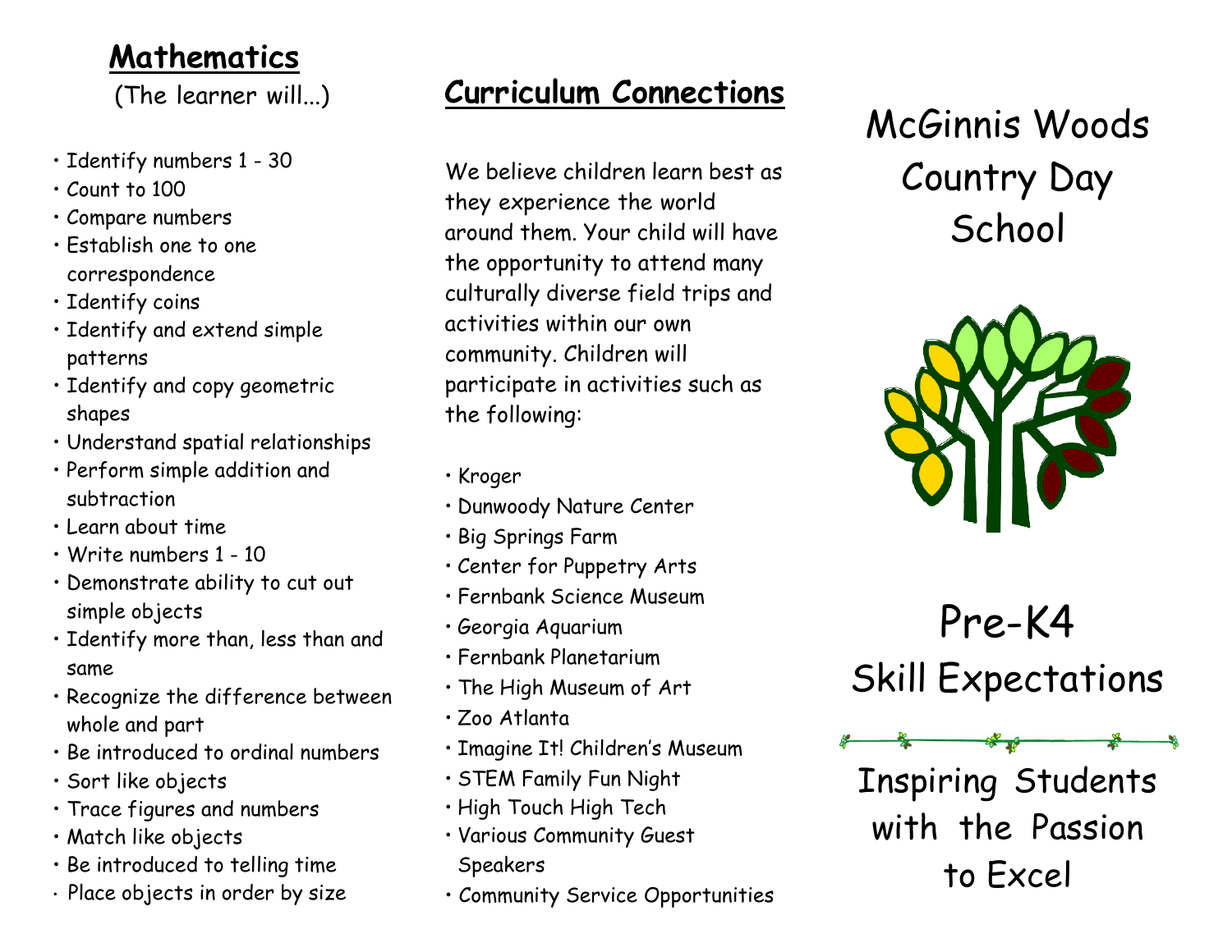## Mathematics

(The learner will...)

- Identify numbers 1 - 30
- Count to 100
- Compare numbers
- Establish one to one correspondence
- Identify coins
- Identify and extend simple patterns
- Identify and copy geometric shapes
- Understand spatial relationships
- Perform simple addition and subtraction
- Learn about time
- Write numbers 1 - 10
- Demonstrate ability to cut out simple objects
- Identify more than, less than and same
- Recognize the difference between whole and part
- Be introduced to ordinal numbers
- Sort like objects
- Trace figures and numbers
- Match like objects
- Be introduced to telling time
- Place objects in order by size

## Curriculum Connections

We believe children learn best as they experience the world around them. Your child will have the opportunity to attend many culturally diverse field trips and activities within our own community. Children will participate in activities such as the following:

- Kroger
- Dunwoody Nature Center
- Big Springs Farm
- Center for Puppetry Arts
- Fernbank Science Museum
- Georgia Aquarium
- Fernbank Planetarium
- The High Museum of Art
- Zoo Atlanta
- Imagine It! Children's Museum
- STEM Family Fun Night
- High Touch High Tech
- Various Community Guest Speakers
- Community Service Opportunities

# McGinnis Woods Country Day School

# Pre-K4 Skill Expectations

Inspiring Students with the Passion to Excel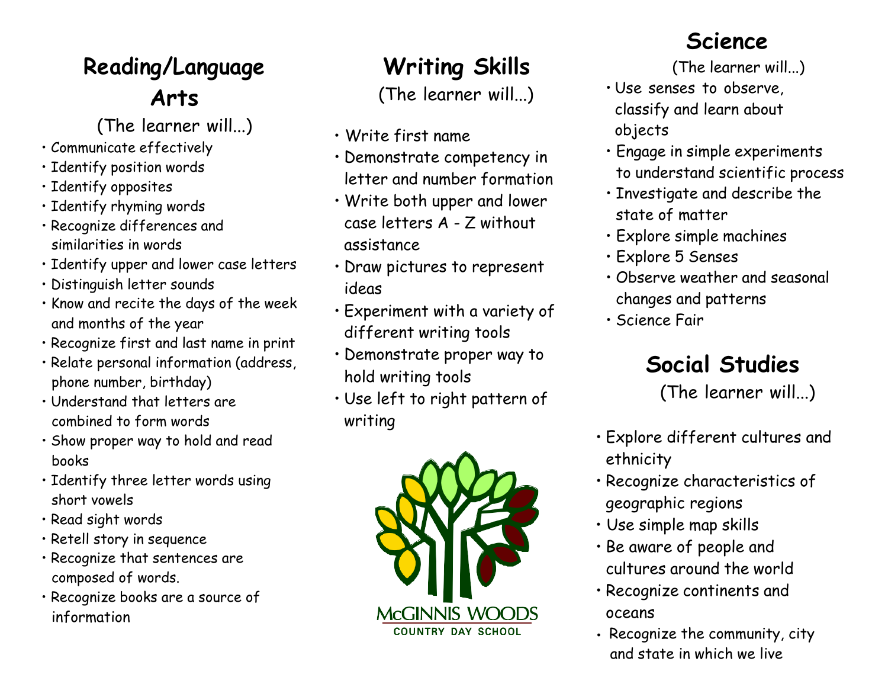## Reading/Language Arts

(The learner will...)

- Communicate effectively
- Identify position words
- Identify opposites
- Identify rhyming words
- Recognize differences and similarities in words
- Identify upper and lower case letters
- Distinguish letter sounds
- Know and recite the days of the week and months of the year
- Recognize first and last name in print
- Relate personal information (address, phone number, birthday)
- Understand that letters are combined to form words
- Show proper way to hold and read books
- Identify three letter words using short vowels
- Read sight words
- Retell story in sequence
- Recognize that sentences are composed of words.
- Recognize books are a source of information

## Writing Skills

(The learner will...)

- Write first name
- Demonstrate competency in letter and number formation
- Write both upper and lower case letters A - Z without assistance
- Draw pictures to represent ideas
- Experiment with a variety of different writing tools
- Demonstrate proper way to hold writing tools
- Use left to right pattern of writing

McGINNIS WOODS
COUNTRY DAY SCHOOL

## Science

(The learner will...)

- Use senses to observe, classify and learn about objects
- Engage in simple experiments to understand scientific process
- Investigate and describe the state of matter
- Explore simple machines
- Explore 5 Senses
- Observe weather and seasonal changes and patterns
- Science Fair

## Social Studies

(The learner will...)

- Explore different cultures and ethnicity
- Recognize characteristics of geographic regions
- Use simple map skills
- Be aware of people and cultures around the world
- Recognize continents and oceans
- Recognize the community, city and state in which we live